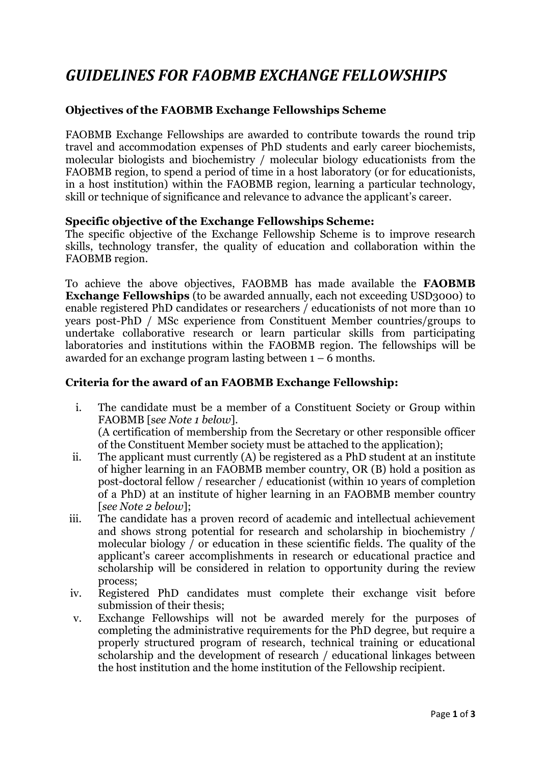# *GUIDELINES FOR FAOBMB EXCHANGE FELLOWSHIPS*

### Objectives of the FAOBMB Exchange Fellowships Scheme

FAOBMB Exchange Fellowships are awarded to contribute towards the round trip travel and accommodation expenses of PhD students and early career biochemists, molecular biologists and biochemistry / molecular biology educationists from the FAOBMB region, to spend a period of time in a host laboratory (or for educationists, in a host institution) within the FAOBMB region, learning a particular technology, skill or technique of significance and relevance to advance the applicant's career.

### Specific objective of the Exchange Fellowships Scheme:

The specific objective of the Exchange Fellowship Scheme is to improve research skills, technology transfer, the quality of education and collaboration within the FAOBMB region.

To achieve the above objectives, FAOBMB has made available the **FAOBMB Exchange Fellowships** (to be awarded annually, each not exceeding USD3000) to enable registered PhD candidates or researchers / educationists of not more than 10 years post-PhD / MSc experience from Constituent Member countries/groups to undertake collaborative research or learn particular skills from participating laboratories and institutions within the FAOBMB region. The fellowships will be awarded for an exchange program lasting between 1 – 6 months.

### Criteria for the award of an FAOBMB Exchange Fellowship:

i. The candidate must be a member of a Constituent Society or Group within FAOBMB [*see Note 1 below*].
(A certification of membership from the Secretary or other responsible officer of the Constituent Member society must be attached to the application);

ii. The applicant must currently (A) be registered as a PhD student at an institute of higher learning in an FAOBMB member country, OR (B) hold a position as post-doctoral fellow / researcher / educationist (within 10 years of completion of a PhD) at an institute of higher learning in an FAOBMB member country [*see Note 2 below*];

iii. The candidate has a proven record of academic and intellectual achievement and shows strong potential for research and scholarship in biochemistry / molecular biology / or education in these scientific fields. The quality of the applicant's career accomplishments in research or educational practice and scholarship will be considered in relation to opportunity during the review process;

iv. Registered PhD candidates must complete their exchange visit before submission of their thesis;

v. Exchange Fellowships will not be awarded merely for the purposes of completing the administrative requirements for the PhD degree, but require a properly structured program of research, technical training or educational scholarship and the development of research / educational linkages between the host institution and the home institution of the Fellowship recipient.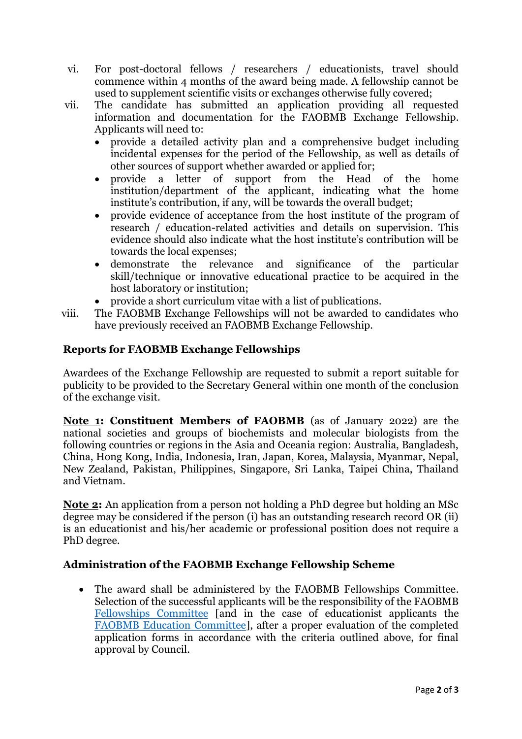vi. For post-doctoral fellows / researchers / educationists, travel should commence within 4 months of the award being made. A fellowship cannot be used to supplement scientific visits or exchanges otherwise fully covered;

vii. The candidate has submitted an application providing all requested information and documentation for the FAOBMB Exchange Fellowship. Applicants will need to:
   - provide a detailed activity plan and a comprehensive budget including incidental expenses for the period of the Fellowship, as well as details of other sources of support whether awarded or applied for;
   - provide a letter of support from the Head of the home institution/department of the applicant, indicating what the home institute's contribution, if any, will be towards the overall budget;
   - provide evidence of acceptance from the host institute of the program of research / education-related activities and details on supervision. This evidence should also indicate what the host institute's contribution will be towards the local expenses;
   - demonstrate the relevance and significance of the particular skill/technique or innovative educational practice to be acquired in the host laboratory or institution;
   - provide a short curriculum vitae with a list of publications.

viii. The FAOBMB Exchange Fellowships will not be awarded to candidates who have previously received an FAOBMB Exchange Fellowship.

### Reports for FAOBMB Exchange Fellowships

Awardees of the Exchange Fellowship are requested to submit a report suitable for publicity to be provided to the Secretary General within one month of the conclusion of the exchange visit.

**Note 1: Constituent Members of FAOBMB** (as of January 2022) are the national societies and groups of biochemists and molecular biologists from the following countries or regions in the Asia and Oceania region: Australia, Bangladesh, China, Hong Kong, India, Indonesia, Iran, Japan, Korea, Malaysia, Myanmar, Nepal, New Zealand, Pakistan, Philippines, Singapore, Sri Lanka, Taipei China, Thailand and Vietnam.

**Note 2:** An application from a person not holding a PhD degree but holding an MSc degree may be considered if the person (i) has an outstanding research record OR (ii) is an educationist and his/her academic or professional position does not require a PhD degree.

### Administration of the FAOBMB Exchange Fellowship Scheme

- The award shall be administered by the FAOBMB Fellowships Committee. Selection of the successful applicants will be the responsibility of the FAOBMB Fellowships Committee [and in the case of educationist applicants the FAOBMB Education Committee], after a proper evaluation of the completed application forms in accordance with the criteria outlined above, for final approval by Council.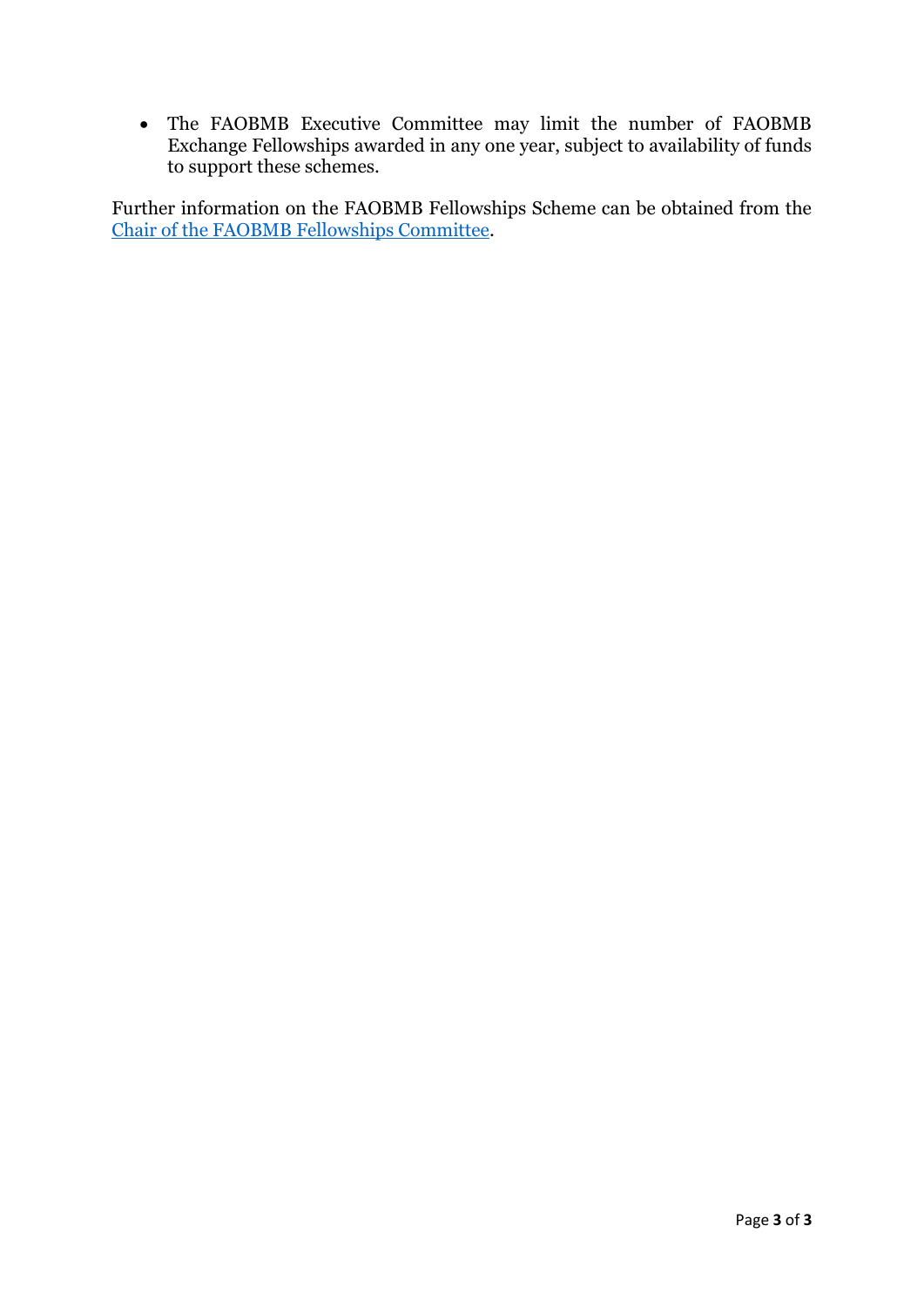- The FAOBMB Executive Committee may limit the number of FAOBMB Exchange Fellowships awarded in any one year, subject to availability of funds to support these schemes.

Further information on the FAOBMB Fellowships Scheme can be obtained from the Chair of the FAOBMB Fellowships Committee.